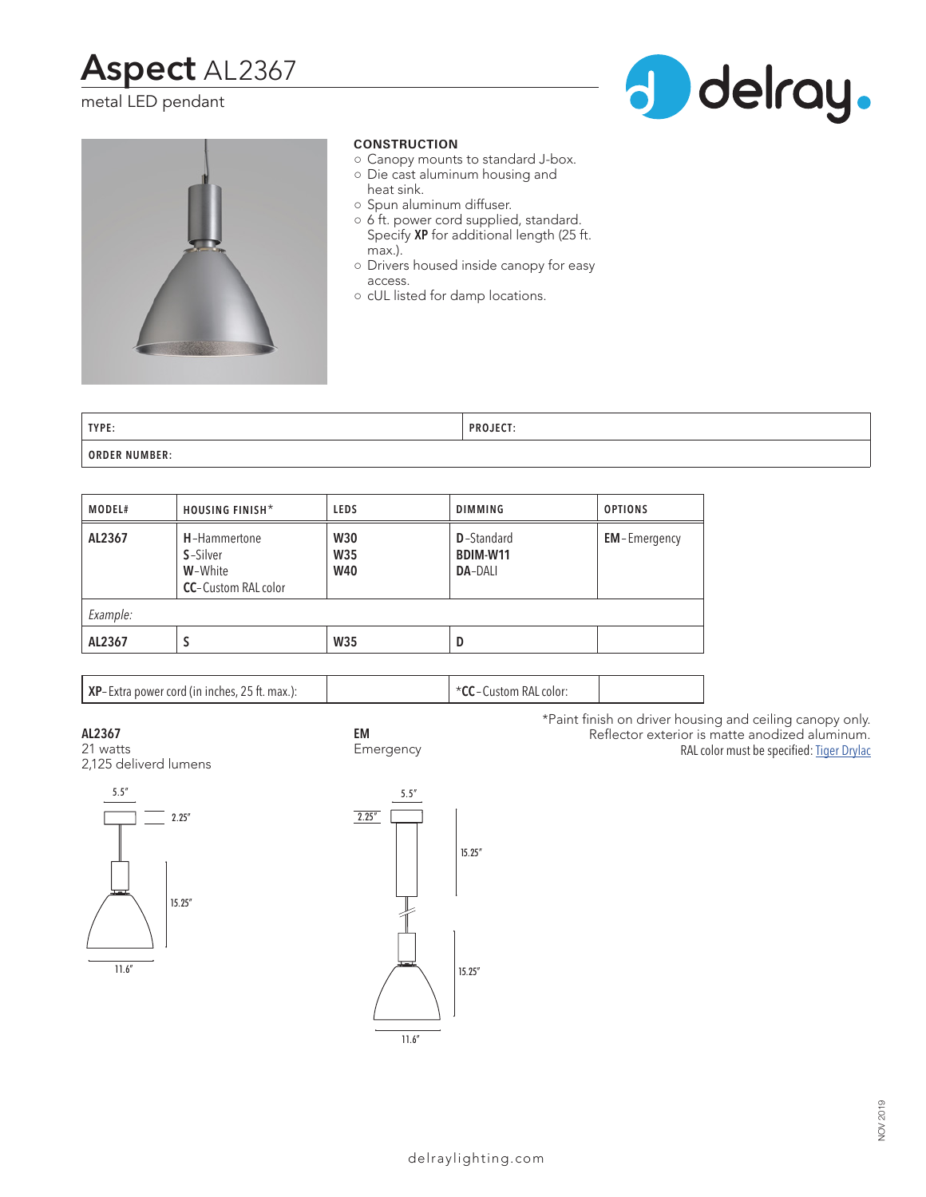# Aspect AL2367

metal LED pendant

delray.

## CONSTRUCTION

- Canopy mounts to standard J-box.
- Die cast aluminum housing and heat sink.
- Spun aluminum diffuser.
- 6 ft. power cord supplied, standard. Specify **XP** for additional length (25 ft. max.).
- Drivers housed inside canopy for easy access.
- cUL listed for damp locations.

| TYPE: | PROJECT: |
|---|---|
| ORDER NUMBER: | |

| MODEL# | HOUSING FINISH* | LEDS | DIMMING | OPTIONS |
|---|---|---|---|---|
| AL2367 | **H**-Hammertone<br>**S**-Silver<br>**W**-White<br>**CC**-Custom RAL color | W30<br>W35<br>W40 | **D**-Standard<br>**BDIM-W11**<br>**DA**-DALI | **EM**-Emergency |
| *Example:* | | | | |
| AL2367 | S | W35 | D | |

| **XP**-Extra power cord (in inches, 25 ft. max.): | | *****CC**-Custom RAL color: | |
|---|---|---|---|

*Paint finish on driver housing and ceiling canopy only.
Reflector exterior is matte anodized aluminum.
RAL color must be specified: Tiger Drylac

**AL2367**
21 watts
2,125 deliverd lumens

5.5″ · 2.25″ · 15.25″ · 11.6″

**EM**
Emergency

5.5″ · 2.25″ · 15.25″ · 15.25″ · 11.6″

NOV 2019

delraylighting.com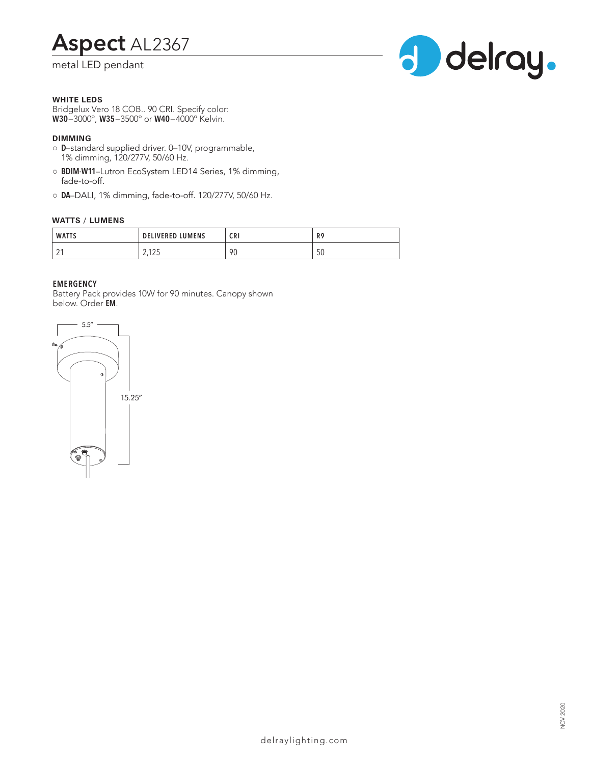# Aspect AL2367

metal LED pendant

### WHITE LEDS

Bridgelux Vero 18 COB.. 90 CRI. Specify color:
**W30**–3000°, **W35**–3500° or **W40**–4000° Kelvin.

### DIMMING

- **D**–standard supplied driver. 0–10V, programmable, 1% dimming, 120/277V, 50/60 Hz.
- **BDIM-W11**–Lutron EcoSystem LED14 Series, 1% dimming, fade-to-off.
- **DA**–DALI, 1% dimming, fade-to-off. 120/277V, 50/60 Hz.

### WATTS / LUMENS

| WATTS | DELIVERED LUMENS | CRI | R9 |
|---|---|---|---|
| 21 | 2,125 | 90 | 50 |

### EMERGENCY

Battery Pack provides 10W for 90 minutes. Canopy shown below. Order **EM**.

5.5"

15.25"

delraylighting.com

NOV 2020